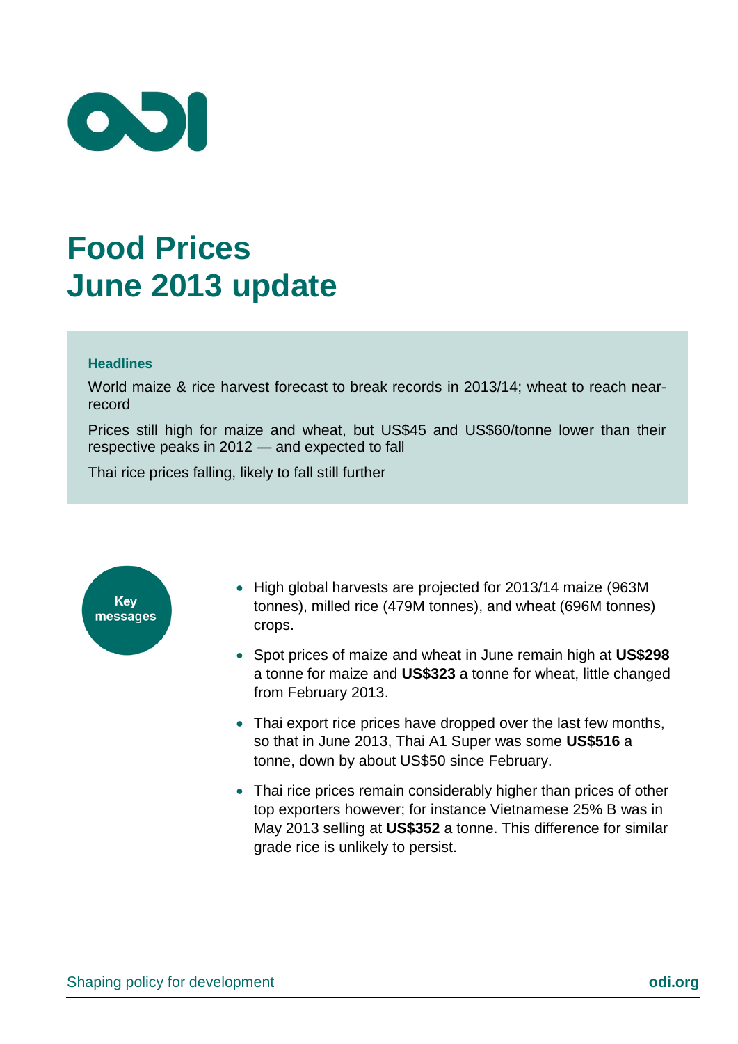# Food Prices
# June 2013 update

### Headlines

World maize & rice harvest forecast to break records in 2013/14; wheat to reach near-record

Prices still high for maize and wheat, but US$45 and US$60/tonne lower than their respective peaks in 2012 — and expected to fall

Thai rice prices falling, likely to fall still further

---

### Key messages

- High global harvests are projected for 2013/14 maize (963M tonnes), milled rice (479M tonnes), and wheat (696M tonnes) crops.
- Spot prices of maize and wheat in June remain high at **US$298** a tonne for maize and **US$323** a tonne for wheat, little changed from February 2013.
- Thai export rice prices have dropped over the last few months, so that in June 2013, Thai A1 Super was some **US$516** a tonne, down by about US$50 since February.
- Thai rice prices remain considerably higher than prices of other top exporters however; for instance Vietnamese 25% B was in May 2013 selling at **US$352** a tonne. This difference for similar grade rice is unlikely to persist.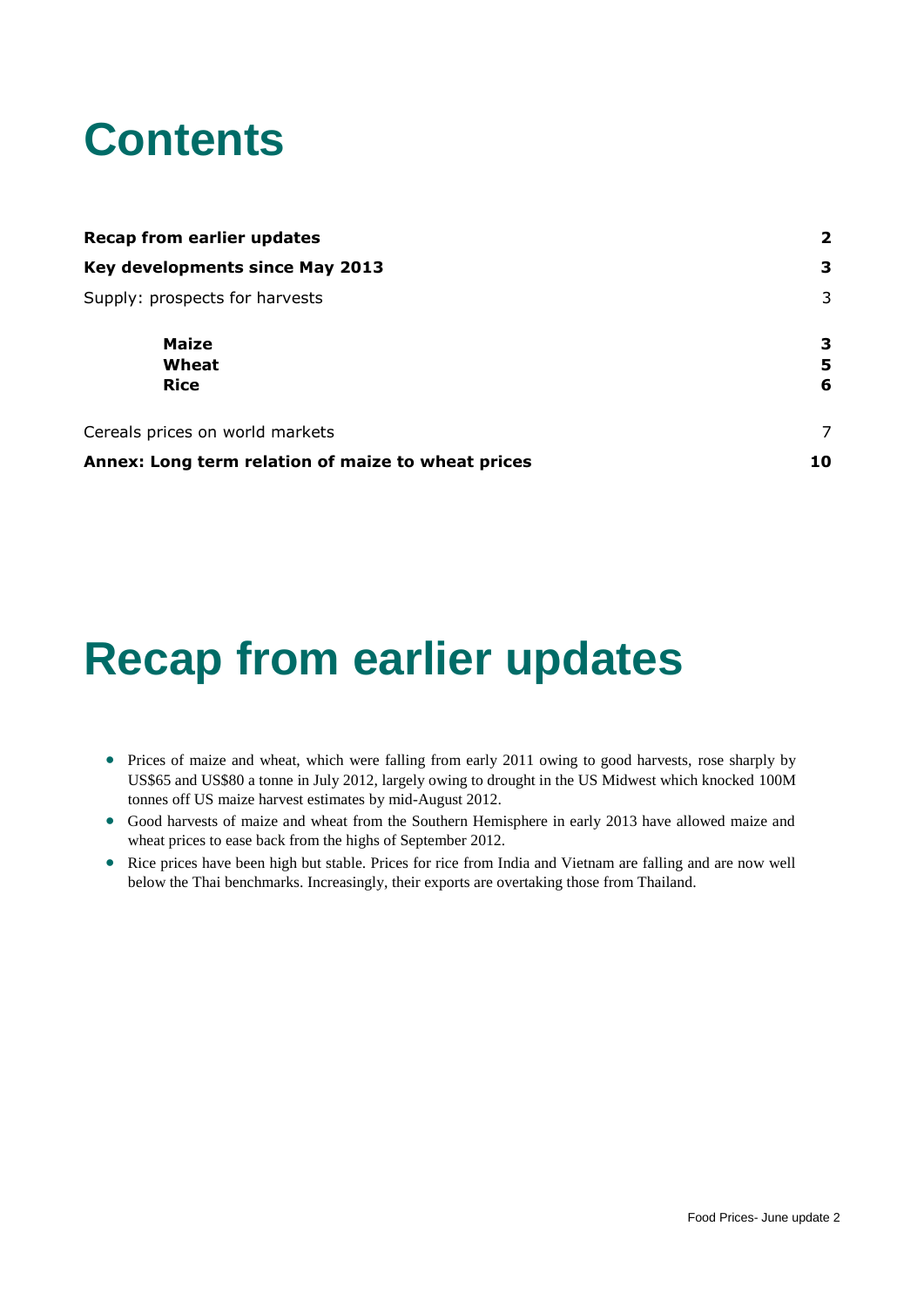# Contents

| | |
|---|---|
| **Recap from earlier updates** | **2** |
| **Key developments since May 2013** | **3** |
| Supply: prospects for harvests | 3 |
| &nbsp;&nbsp;&nbsp;&nbsp;**Maize** | **3** |
| &nbsp;&nbsp;&nbsp;&nbsp;**Wheat** | **5** |
| &nbsp;&nbsp;&nbsp;&nbsp;**Rice** | **6** |
| Cereals prices on world markets | 7 |
| **Annex: Long term relation of maize to wheat prices** | **10** |

# Recap from earlier updates

- Prices of maize and wheat, which were falling from early 2011 owing to good harvests, rose sharply by US$65 and US$80 a tonne in July 2012, largely owing to drought in the US Midwest which knocked 100M tonnes off US maize harvest estimates by mid-August 2012.
- Good harvests of maize and wheat from the Southern Hemisphere in early 2013 have allowed maize and wheat prices to ease back from the highs of September 2012.
- Rice prices have been high but stable. Prices for rice from India and Vietnam are falling and are now well below the Thai benchmarks. Increasingly, their exports are overtaking those from Thailand.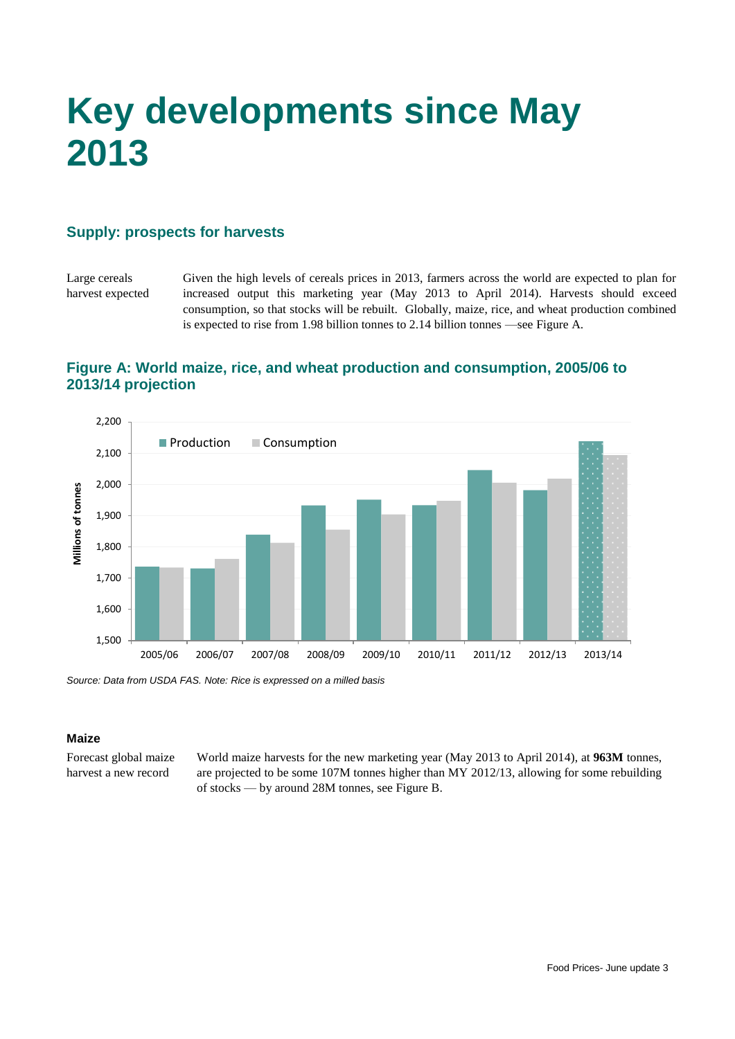# Key developments since May 2013

## Supply: prospects for harvests

Large cereals harvest expected

Given the high levels of cereals prices in 2013, farmers across the world are expected to plan for increased output this marketing year (May 2013 to April 2014). Harvests should exceed consumption, so that stocks will be rebuilt. Globally, maize, rice, and wheat production combined is expected to rise from 1.98 billion tonnes to 2.14 billion tonnes —see Figure A.

### Figure A: World maize, rice, and wheat production and consumption, 2005/06 to 2013/14 projection

*Source: Data from USDA FAS. Note: Rice is expressed on a milled basis*

#### Maize

Forecast global maize harvest a new record

World maize harvests for the new marketing year (May 2013 to April 2014), at **963M** tonnes, are projected to be some 107M tonnes higher than MY 2012/13, allowing for some rebuilding of stocks — by around 28M tonnes, see Figure B.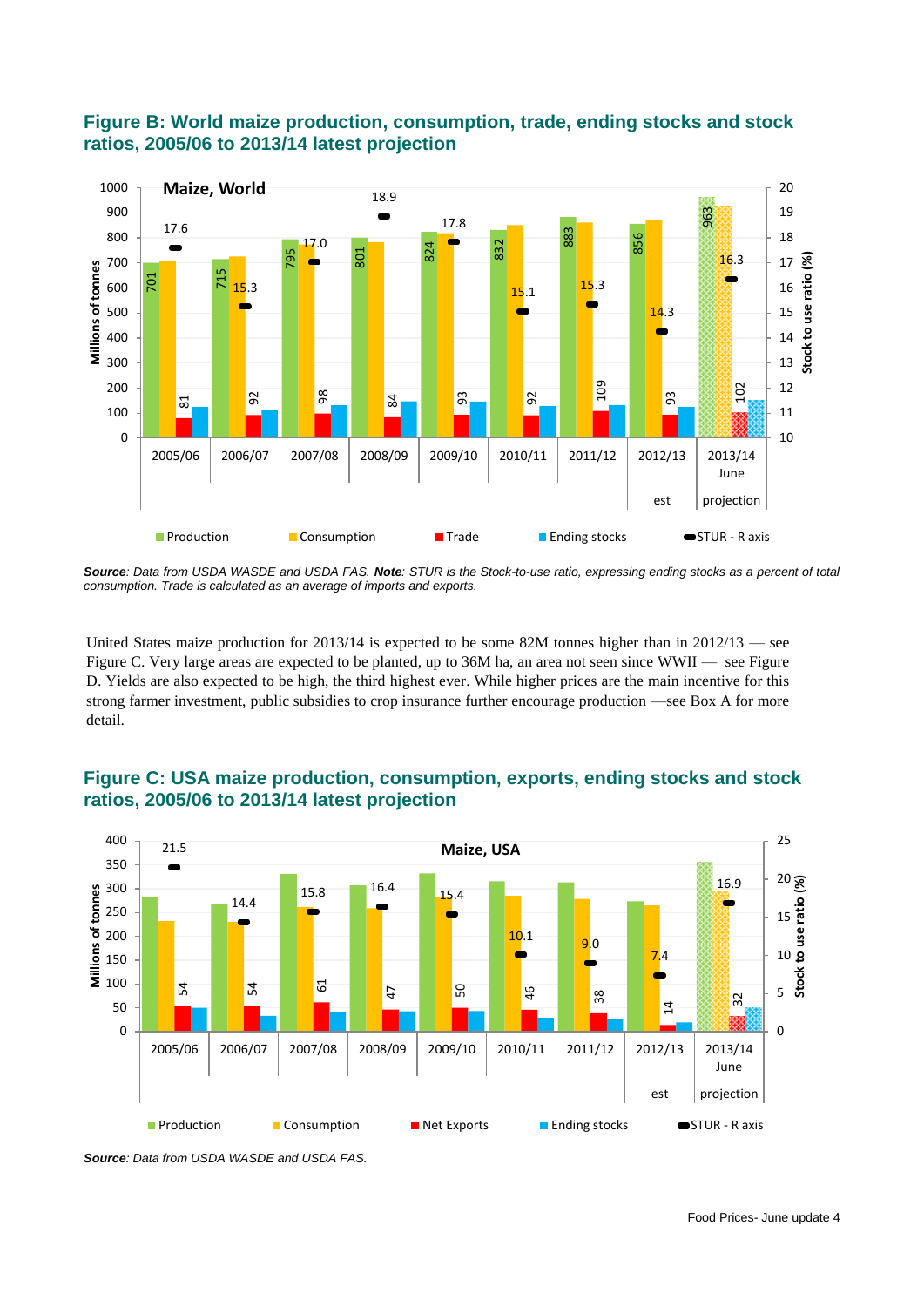## Figure B: World maize production, consumption, trade, ending stocks and stock ratios, 2005/06 to 2013/14 latest projection

*Source*: Data from USDA WASDE and USDA FAS. ***Note***: *STUR is the Stock-to-use ratio, expressing ending stocks as a percent of total consumption. Trade is calculated as an average of imports and exports.*

United States maize production for 2013/14 is expected to be some 82M tonnes higher than in 2012/13 — see Figure C. Very large areas are expected to be planted, up to 36M ha, an area not seen since WWII — see Figure D. Yields are also expected to be high, the third highest ever. While higher prices are the main incentive for this strong farmer investment, public subsidies to crop insurance further encourage production —see Box A for more detail.

## Figure C: USA maize production, consumption, exports, ending stocks and stock ratios, 2005/06 to 2013/14 latest projection

*Source*: Data from USDA WASDE and USDA FAS.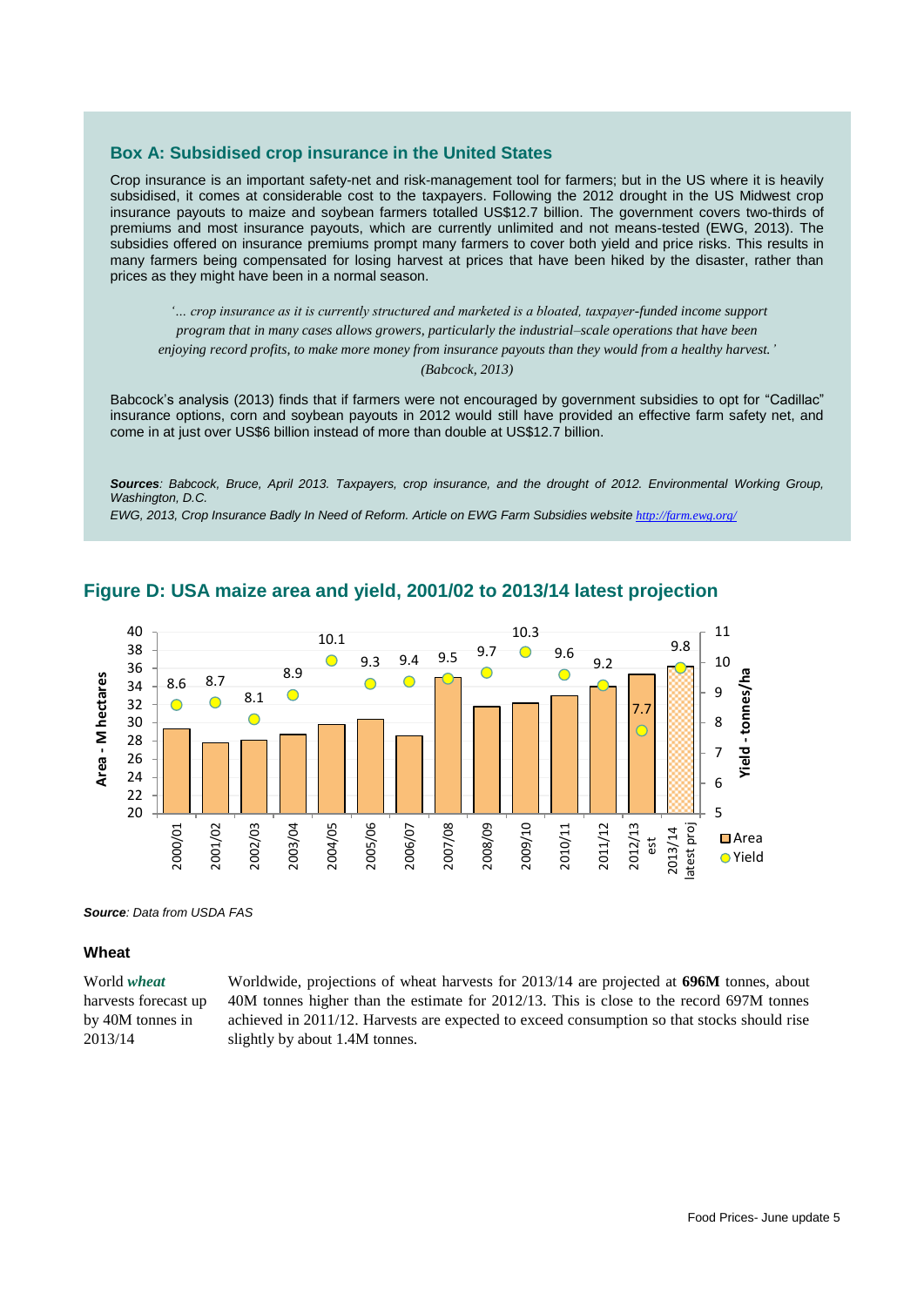## Box A: Subsidised crop insurance in the United States

Crop insurance is an important safety-net and risk-management tool for farmers; but in the US where it is heavily subsidised, it comes at considerable cost to the taxpayers. Following the 2012 drought in the US Midwest crop insurance payouts to maize and soybean farmers totalled US$12.7 billion. The government covers two-thirds of premiums and most insurance payouts, which are currently unlimited and not means-tested (EWG, 2013). The subsidies offered on insurance premiums prompt many farmers to cover both yield and price risks. This results in many farmers being compensated for losing harvest at prices that have been hiked by the disaster, rather than prices as they might have been in a normal season.

> *'… crop insurance as it is currently structured and marketed is a bloated, taxpayer-funded income support program that in many cases allows growers, particularly the industrial–scale operations that have been enjoying record profits, to make more money from insurance payouts than they would from a healthy harvest.'*
>
> *(Babcock, 2013)*

Babcock's analysis (2013) finds that if farmers were not encouraged by government subsidies to opt for "Cadillac" insurance options, corn and soybean payouts in 2012 would still have provided an effective farm safety net, and come in at just over US$6 billion instead of more than double at US$12.7 billion.

***Sources**: Babcock, Bruce, April 2013. Taxpayers, crop insurance, and the drought of 2012. Environmental Working Group, Washington, D.C.*

*EWG, 2013, Crop Insurance Badly In Need of Reform. Article on EWG Farm Subsidies website http://farm.ewg.org/*

## Figure D: USA maize area and yield, 2001/02 to 2013/14 latest projection

| Year | Yield (tonnes/ha) |
|---|---|
| 2000/01 | 8.6 |
| 2001/02 | 8.7 |
| 2002/03 | 8.1 |
| 2003/04 | 8.9 |
| 2004/05 | 10.1 |
| 2005/06 | 9.3 |
| 2006/07 | 9.4 |
| 2007/08 | 9.5 |
| 2008/09 | 9.7 |
| 2009/10 | 10.3 |
| 2010/11 | 9.6 |
| 2011/12 | 9.2 |
| 2012/13 est | 7.7 |
| 2013/14 latest proj | 9.8 |

***Source**: Data from USDA FAS*

### Wheat

World ***wheat*** harvests forecast up by 40M tonnes in 2013/14

Worldwide, projections of wheat harvests for 2013/14 are projected at **696M** tonnes, about 40M tonnes higher than the estimate for 2012/13. This is close to the record 697M tonnes achieved in 2011/12. Harvests are expected to exceed consumption so that stocks should rise slightly by about 1.4M tonnes.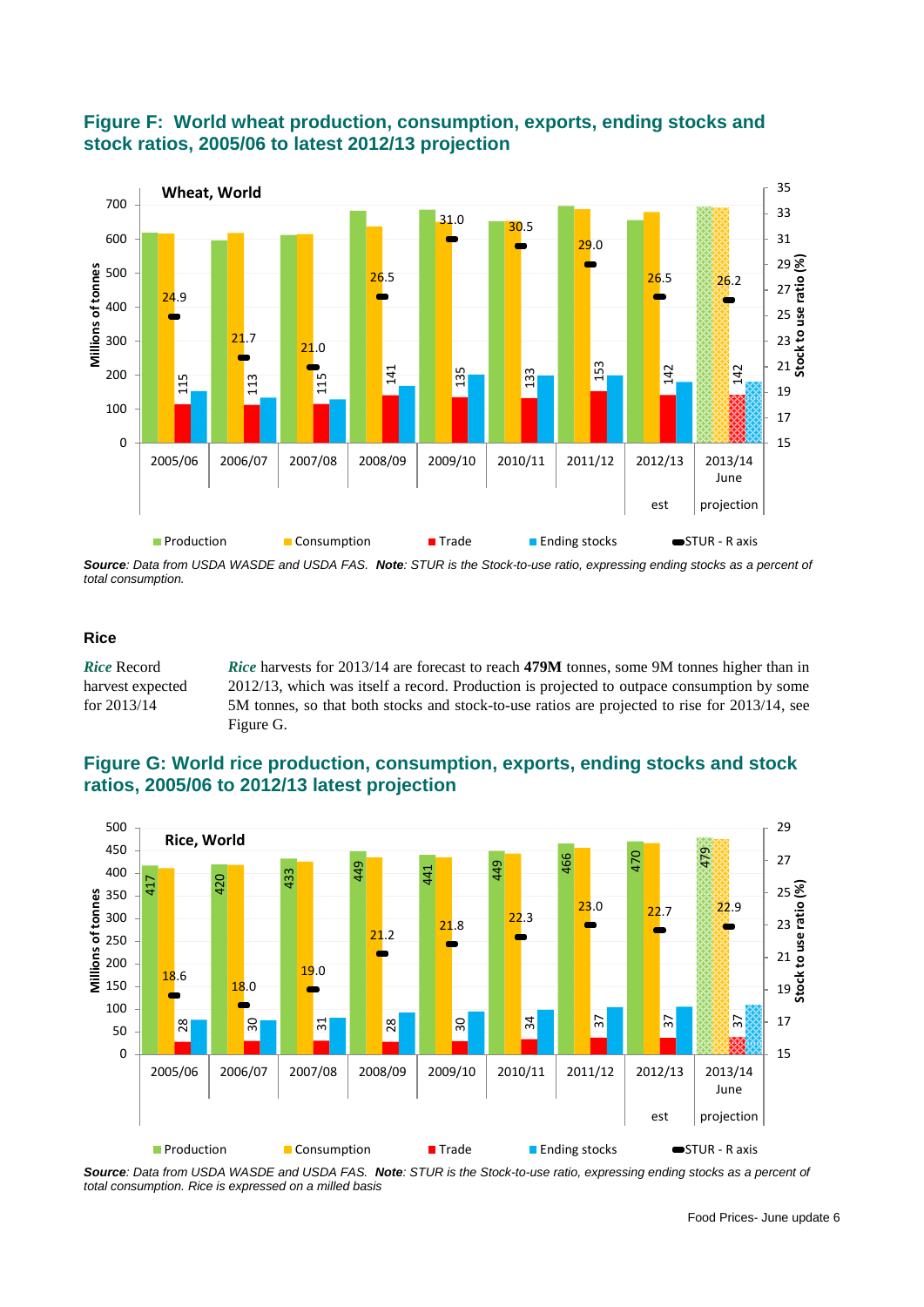## Figure F: World wheat production, consumption, exports, ending stocks and stock ratios, 2005/06 to latest 2012/13 projection

***Source***: *Data from USDA WASDE and USDA FAS.* ***Note***: *STUR is the Stock-to-use ratio, expressing ending stocks as a percent of total consumption.*

### Rice

***Rice*** Record harvest expected for 2013/14

***Rice*** harvests for 2013/14 are forecast to reach **479M** tonnes, some 9M tonnes higher than in 2012/13, which was itself a record. Production is projected to outpace consumption by some 5M tonnes, so that both stocks and stock-to-use ratios are projected to rise for 2013/14, see Figure G.

## Figure G: World rice production, consumption, exports, ending stocks and stock ratios, 2005/06 to 2012/13 latest projection

***Source***: *Data from USDA WASDE and USDA FAS.* ***Note***: *STUR is the Stock-to-use ratio, expressing ending stocks as a percent of total consumption. Rice is expressed on a milled basis*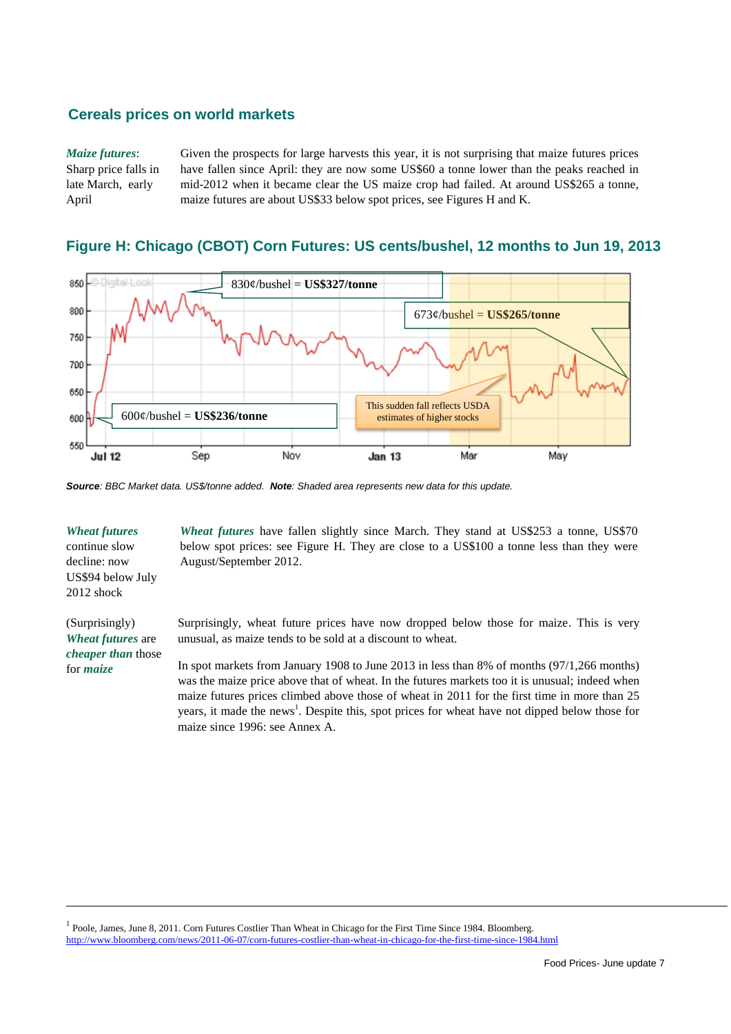## Cereals prices on world markets

*Maize futures*: Sharp price falls in late March, early April

Given the prospects for large harvests this year, it is not surprising that maize futures prices have fallen since April: they are now some US$60 a tonne lower than the peaks reached in mid-2012 when it became clear the US maize crop had failed. At around US$265 a tonne, maize futures are about US$33 below spot prices, see Figures H and K.

### Figure H: Chicago (CBOT) Corn Futures: US cents/bushel, 12 months to Jun 19, 2013

830¢/bushel = **US$327/tonne**

673¢/bushel = **US$265/tonne**

600¢/bushel = **US$236/tonne**

This sudden fall reflects USDA estimates of higher stocks

***Source***: *BBC Market data. US$/tonne added.* ***Note***: *Shaded area represents new data for this update.*

*Wheat futures* continue slow decline: now US$94 below July 2012 shock

*Wheat futures* have fallen slightly since March. They stand at US$253 a tonne, US$70 below spot prices: see Figure H. They are close to a US$100 a tonne less than they were August/September 2012.

(Surprisingly) *Wheat futures* are *cheaper than* those for *maize*

Surprisingly, wheat future prices have now dropped below those for maize. This is very unusual, as maize tends to be sold at a discount to wheat.

In spot markets from January 1908 to June 2013 in less than 8% of months (97/1,266 months) was the maize price above that of wheat. In the futures markets too it is unusual; indeed when maize futures prices climbed above those of wheat in 2011 for the first time in more than 25 years, it made the news[1]. Despite this, spot prices for wheat have not dipped below those for maize since 1996: see Annex A.

[1] Poole, James, June 8, 2011. Corn Futures Costlier Than Wheat in Chicago for the First Time Since 1984. Bloomberg. http://www.bloomberg.com/news/2011-06-07/corn-futures-costlier-than-wheat-in-chicago-for-the-first-time-since-1984.html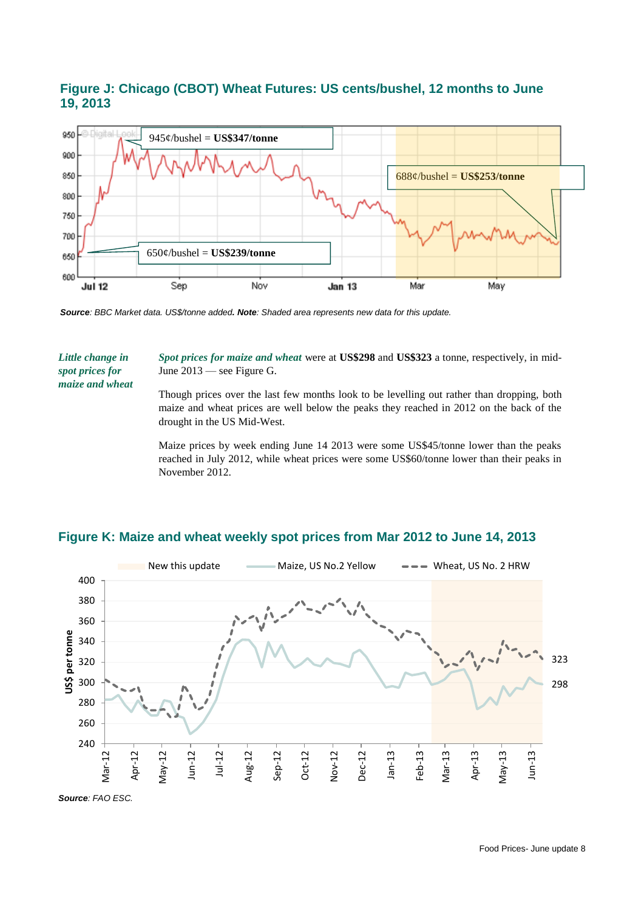### Figure J: Chicago (CBOT) Wheat Futures: US cents/bushel, 12 months to June 19, 2013

***Source**: BBC Market data. US$/tonne added. **Note**: Shaded area represents new data for this update.*

*Little change in spot prices for maize and wheat*

***Spot prices for maize and wheat*** were at **US$298** and **US$323** a tonne, respectively, in mid-June 2013 — see Figure G.

Though prices over the last few months look to be levelling out rather than dropping, both maize and wheat prices are well below the peaks they reached in 2012 on the back of the drought in the US Mid-West.

Maize prices by week ending June 14 2013 were some US$45/tonne lower than the peaks reached in July 2012, while wheat prices were some US$60/tonne lower than their peaks in November 2012.

### Figure K: Maize and wheat weekly spot prices from Mar 2012 to June 14, 2013

***Source**: FAO ESC.*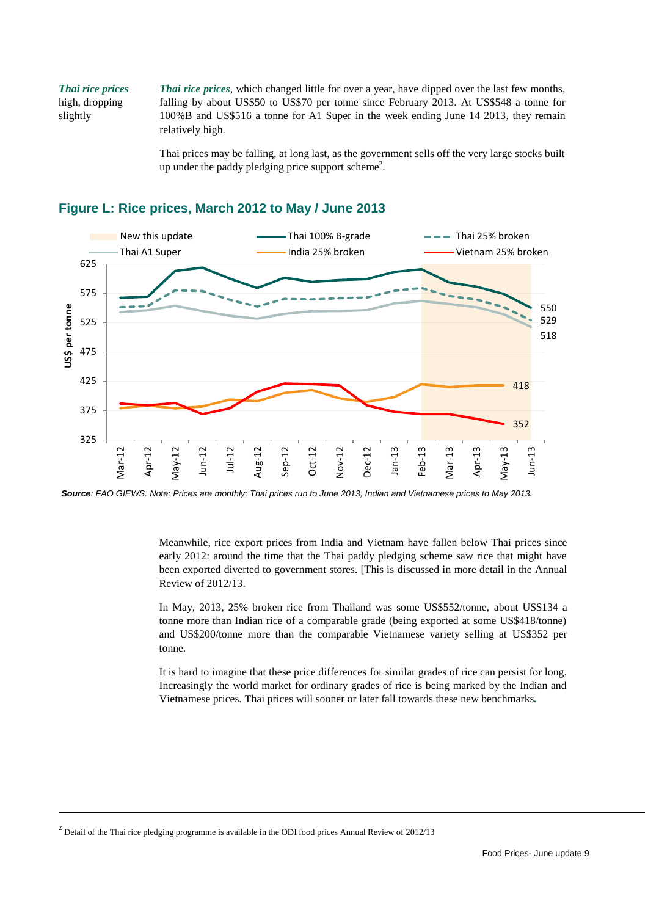*Thai rice prices* high, dropping slightly

***Thai rice prices***, which changed little for over a year, have dipped over the last few months, falling by about US$50 to US$70 per tonne since February 2013. At US$548 a tonne for 100%B and US$516 a tonne for A1 Super in the week ending June 14 2013, they remain relatively high.

Thai prices may be falling, at long last, as the government sells off the very large stocks built up under the paddy pledging price support scheme[2].

## Figure L: Rice prices, March 2012 to May / June 2013

***Source***: *FAO GIEWS. Note: Prices are monthly; Thai prices run to June 2013, Indian and Vietnamese prices to May 2013.*

Meanwhile, rice export prices from India and Vietnam have fallen below Thai prices since early 2012: around the time that the Thai paddy pledging scheme saw rice that might have been exported diverted to government stores. [This is discussed in more detail in the Annual Review of 2012/13.

In May, 2013, 25% broken rice from Thailand was some US$552/tonne, about US$134 a tonne more than Indian rice of a comparable grade (being exported at some US$418/tonne) and US$200/tonne more than the comparable Vietnamese variety selling at US$352 per tonne.

It is hard to imagine that these price differences for similar grades of rice can persist for long. Increasingly the world market for ordinary grades of rice is being marked by the Indian and Vietnamese prices. Thai prices will sooner or later fall towards these new benchmarks.

[2] Detail of the Thai rice pledging programme is available in the ODI food prices Annual Review of 2012/13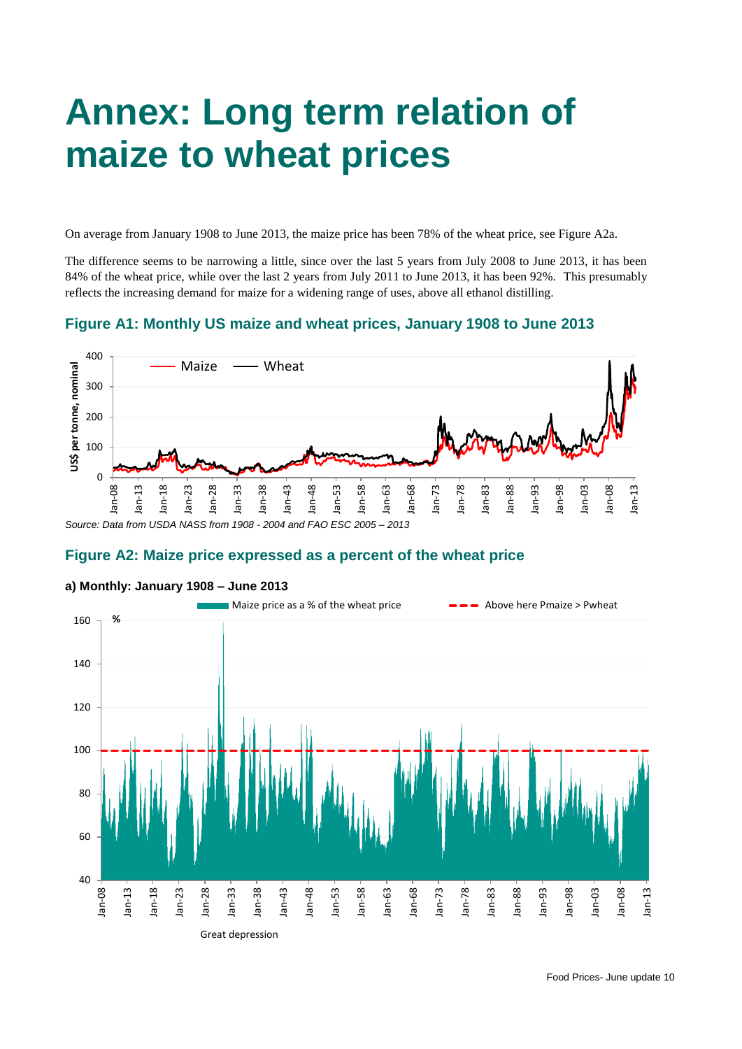# Annex: Long term relation of maize to wheat prices

On average from January 1908 to June 2013, the maize price has been 78% of the wheat price, see Figure A2a.

The difference seems to be narrowing a little, since over the last 5 years from July 2008 to June 2013, it has been 84% of the wheat price, while over the last 2 years from July 2011 to June 2013, it has been 92%. This presumably reflects the increasing demand for maize for a widening range of uses, above all ethanol distilling.

### Figure A1: Monthly US maize and wheat prices, January 1908 to June 2013

*Source: Data from USDA NASS from 1908 - 2004 and FAO ESC 2005 – 2013*

### Figure A2: Maize price expressed as a percent of the wheat price

**a) Monthly: January 1908 – June 2013**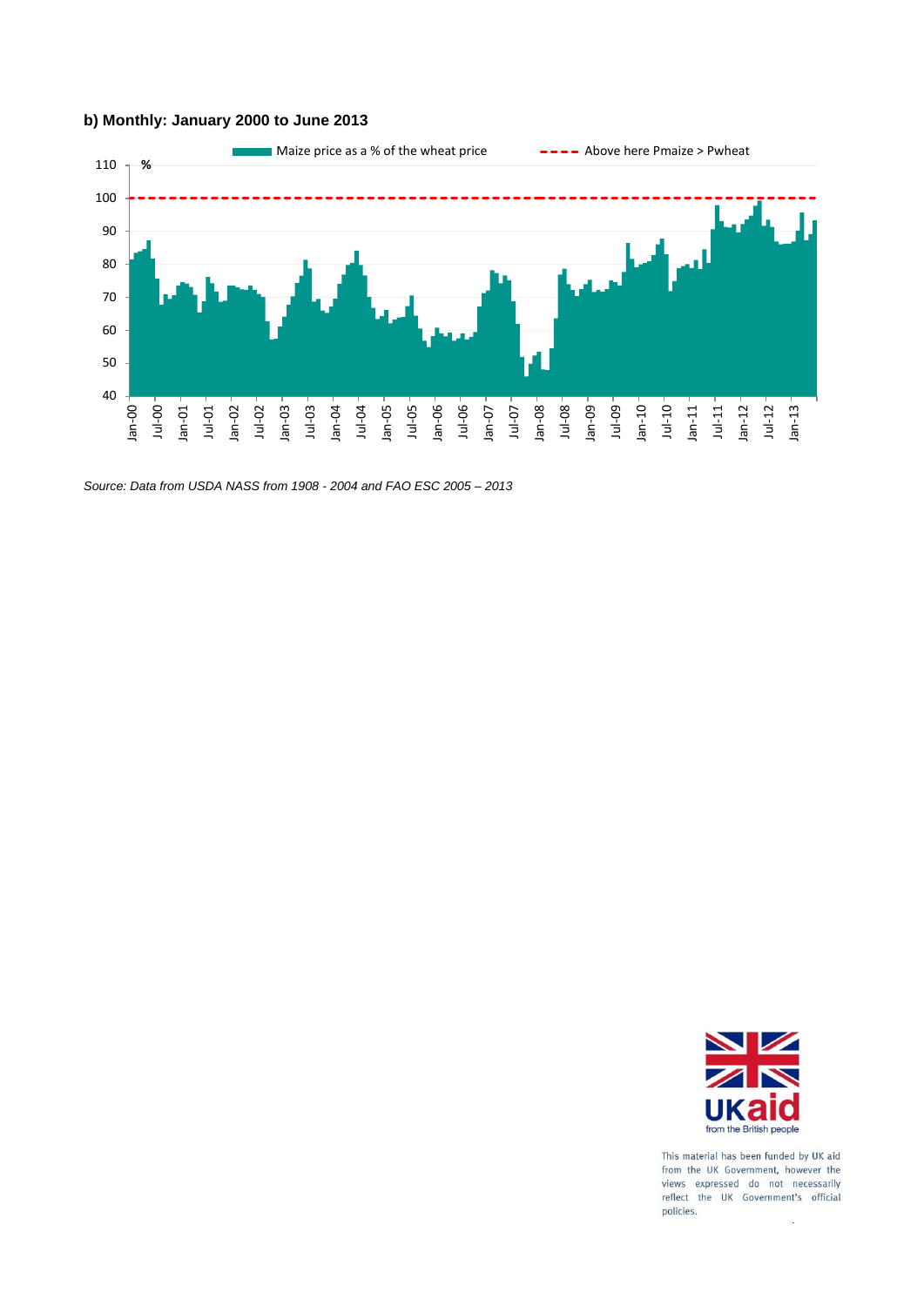**b) Monthly: January 2000 to June 2013**

Maize price as a % of the wheat price

Above here Pmaize > Pwheat

%

110
100
90
80
70
60
50
40

Jan-00
Jul-00
Jan-01
Jul-01
Jan-02
Jul-02
Jan-03
Jul-03
Jan-04
Jul-04
Jan-05
Jul-05
Jan-06
Jul-06
Jan-07
Jul-07
Jan-08
Jul-08
Jan-09
Jul-09
Jan-10
Jul-10
Jan-11
Jul-11
Jan-12
Jul-12
Jan-13

*Source: Data from USDA NASS from 1908 - 2004 and FAO ESC 2005 – 2013*

UKaid from the British people

This material has been funded by UK aid from the UK Government, however the views expressed do not necessarily reflect the UK Government's official policies.